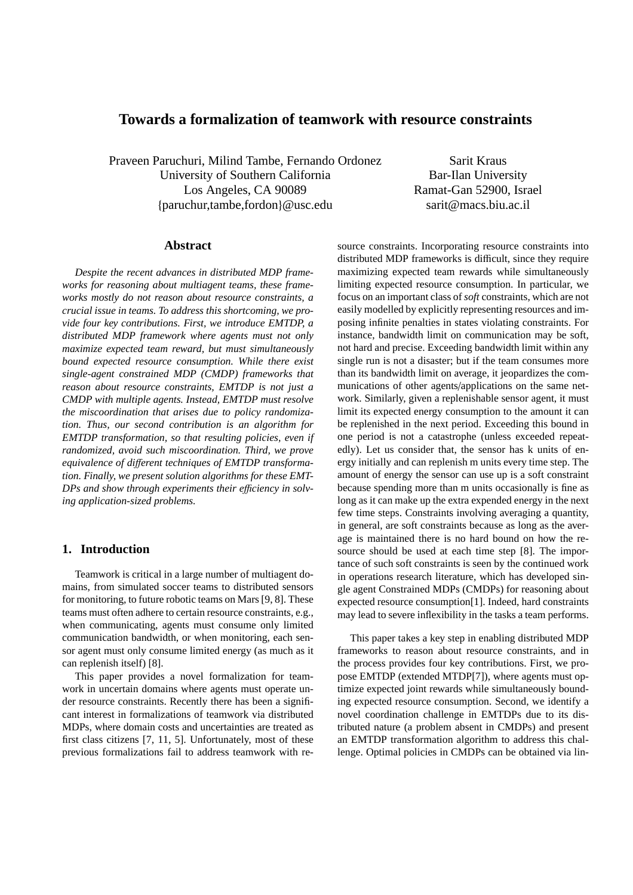# Towards a formalization of teamwork with resource constraints

Praveen Paruchuri, Milind Tambe, Fernando Ordonez
University of Southern California
Los Angeles, CA 90089
{paruchur,tambe,fordon}@usc.edu

Sarit Kraus
Bar-Ilan University
Ramat-Gan 52900, Israel
sarit@macs.biu.ac.il

## Abstract

*Despite the recent advances in distributed MDP frameworks for reasoning about multiagent teams, these frameworks mostly do not reason about resource constraints, a crucial issue in teams. To address this shortcoming, we provide four key contributions. First, we introduce EMTDP, a distributed MDP framework where agents must not only maximize expected team reward, but must simultaneously bound expected resource consumption. While there exist single-agent constrained MDP (CMDP) frameworks that reason about resource constraints, EMTDP is not just a CMDP with multiple agents. Instead, EMTDP must resolve the miscoordination that arises due to policy randomization. Thus, our second contribution is an algorithm for EMTDP transformation, so that resulting policies, even if randomized, avoid such miscoordination. Third, we prove equivalence of different techniques of EMTDP transformation. Finally, we present solution algorithms for these EMTDPs and show through experiments their efficiency in solving application-sized problems.*

## 1. Introduction

Teamwork is critical in a large number of multiagent domains, from simulated soccer teams to distributed sensors for monitoring, to future robotic teams on Mars [9, 8]. These teams must often adhere to certain resource constraints, e.g., when communicating, agents must consume only limited communication bandwidth, or when monitoring, each sensor agent must only consume limited energy (as much as it can replenish itself) [8].

This paper provides a novel formalization for teamwork in uncertain domains where agents must operate under resource constraints. Recently there has been a significant interest in formalizations of teamwork via distributed MDPs, where domain costs and uncertainties are treated as first class citizens [7, 11, 5]. Unfortunately, most of these previous formalizations fail to address teamwork with resource constraints. Incorporating resource constraints into distributed MDP frameworks is difficult, since they require maximizing expected team rewards while simultaneously limiting expected resource consumption. In particular, we focus on an important class of *soft* constraints, which are not easily modelled by explicitly representing resources and imposing infinite penalties in states violating constraints. For instance, bandwidth limit on communication may be soft, not hard and precise. Exceeding bandwidth limit within any single run is not a disaster; but if the team consumes more than its bandwidth limit on average, it jeopardizes the communications of other agents/applications on the same network. Similarly, given a replenishable sensor agent, it must limit its expected energy consumption to the amount it can be replenished in the next period. Exceeding this bound in one period is not a catastrophe (unless exceeded repeatedly). Let us consider that, the sensor has k units of energy initially and can replenish m units every time step. The amount of energy the sensor can use up is a soft constraint because spending more than m units occasionally is fine as long as it can make up the extra expended energy in the next few time steps. Constraints involving averaging a quantity, in general, are soft constraints because as long as the average is maintained there is no hard bound on how the resource should be used at each time step [8]. The importance of such soft constraints is seen by the continued work in operations research literature, which has developed single agent Constrained MDPs (CMDPs) for reasoning about expected resource consumption[1]. Indeed, hard constraints may lead to severe inflexibility in the tasks a team performs.

This paper takes a key step in enabling distributed MDP frameworks to reason about resource constraints, and in the process provides four key contributions. First, we propose EMTDP (extended MTDP[7]), where agents must optimize expected joint rewards while simultaneously bounding expected resource consumption. Second, we identify a novel coordination challenge in EMTDPs due to its distributed nature (a problem absent in CMDPs) and present an EMTDP transformation algorithm to address this challenge. Optimal policies in CMDPs can be obtained via lin-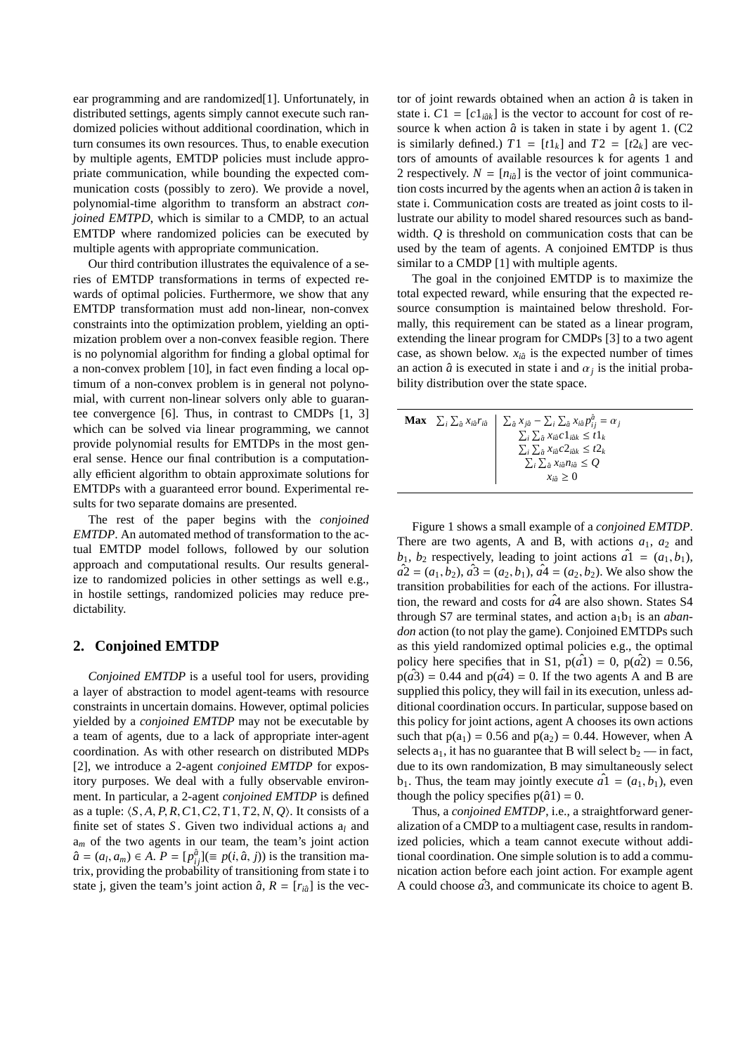ear programming and are randomized[1]. Unfortunately, in distributed settings, agents simply cannot execute such randomized policies without additional coordination, which in turn consumes its own resources. Thus, to enable execution by multiple agents, EMTDP policies must include appropriate communication, while bounding the expected communication costs (possibly to zero). We provide a novel, polynomial-time algorithm to transform an abstract *conjoined EMTPD*, which is similar to a CMDP, to an actual EMTDP where randomized policies can be executed by multiple agents with appropriate communication.

Our third contribution illustrates the equivalence of a series of EMTDP transformations in terms of expected rewards of optimal policies. Furthermore, we show that any EMTDP transformation must add non-linear, non-convex constraints into the optimization problem, yielding an optimization problem over a non-convex feasible region. There is no polynomial algorithm for finding a global optimal for a non-convex problem [10], in fact even finding a local optimum of a non-convex problem is in general not polynomial, with current non-linear solvers only able to guarantee convergence [6]. Thus, in contrast to CMDPs [1, 3] which can be solved via linear programming, we cannot provide polynomial results for EMTDPs in the most general sense. Hence our final contribution is a computationally efficient algorithm to obtain approximate solutions for EMTDPs with a guaranteed error bound. Experimental results for two separate domains are presented.

The rest of the paper begins with the *conjoined EMTDP*. An automated method of transformation to the actual EMTDP model follows, followed by our solution approach and computational results. Our results generalize to randomized policies in other settings as well e.g., in hostile settings, randomized policies may reduce predictability.

## 2. Conjoined EMTDP

*Conjoined EMTDP* is a useful tool for users, providing a layer of abstraction to model agent-teams with resource constraints in uncertain domains. However, optimal policies yielded by a *conjoined EMTDP* may not be executable by a team of agents, due to a lack of appropriate inter-agent coordination. As with other research on distributed MDPs [2], we introduce a 2-agent *conjoined EMTDP* for expository purposes. We deal with a fully observable environment. In particular, a 2-agent *conjoined EMTDP* is defined as a tuple: $\langle S, A, P, R, C1, C2, T1, T2, N, Q\rangle$. It consists of a finite set of states $S$. Given two individual actions $a_l$ and $a_m$ of the two agents in our team, the team's joint action $\hat{a} = (a_l, a_m) \in A$. $P = [p^{\hat{a}}_{ij}] (\equiv p(i, \hat{a}, j))$ is the transition matrix, providing the probability of transitioning from state i to state j, given the team's joint action $\hat{a}$, $R = [r_{i\hat{a}}]$ is the vector of joint rewards obtained when an action $\hat{a}$ is taken in state i. $C1 = [c1_{i\hat{a}k}]$ is the vector to account for cost of resource k when action $\hat{a}$ is taken in state i by agent 1. (C2 is similarly defined.) $T1 = [t1_k]$ and $T2 = [t2_k]$ are vectors of amounts of available resources k for agents 1 and 2 respectively. $N = [n_{i\hat{a}}]$ is the vector of joint communication costs incurred by the agents when an action $\hat{a}$ is taken in state i. Communication costs are treated as joint costs to illustrate our ability to model shared resources such as bandwidth. $Q$ is threshold on communication costs that can be used by the team of agents. A conjoined EMTDP is thus similar to a CMDP [1] with multiple agents.

The goal in the conjoined EMTDP is to maximize the total expected reward, while ensuring that the expected resource consumption is maintained below threshold. Formally, this requirement can be stated as a linear program, extending the linear program for CMDPs [3] to a two agent case, as shown below. $x_{i\hat{a}}$ is the expected number of times an action $\hat{a}$ is executed in state i and $\alpha_j$ is the initial probability distribution over the state space.

$$\textbf{Max} \quad \sum_i \sum_{\hat{a}} x_{i\hat{a}} r_{i\hat{a}} \quad \left| \quad \begin{array}{c} \sum_{\hat{a}} x_{j\hat{a}} - \sum_i \sum_{\hat{a}} x_{i\hat{a}} p^{\hat{a}}_{ij} = \alpha_j \\ \sum_i \sum_{\hat{a}} x_{i\hat{a}} c1_{i\hat{a}k} \leq t1_k \\ \sum_i \sum_{\hat{a}} x_{i\hat{a}} c2_{i\hat{a}k} \leq t2_k \\ \sum_i \sum_{\hat{a}} x_{i\hat{a}} n_{i\hat{a}} \leq Q \\ x_{i\hat{a}} \geq 0 \end{array} \right.$$

Figure 1 shows a small example of a *conjoined EMTDP*. There are two agents, A and B, with actions $a_1$, $a_2$ and $b_1$, $b_2$ respectively, leading to joint actions $\hat{a1} = (a_1, b_1)$, $\hat{a2} = (a_1, b_2)$, $\hat{a3} = (a_2, b_1)$, $\hat{a4} = (a_2, b_2)$. We also show the transition probabilities for each of the actions. For illustration, the reward and costs for $\hat{a4}$ are also shown. States S4 through S7 are terminal states, and action $a_1b_1$ is an *abandon* action (to not play the game). Conjoined EMTDPs such as this yield randomized optimal policies e.g., the optimal policy here specifies that in S1, $p(\hat{a1}) = 0$, $p(\hat{a2}) = 0.56$, $p(\hat{a3}) = 0.44$ and $p(\hat{a4}) = 0$. If the two agents A and B are supplied this policy, they will fail in its execution, unless additional coordination occurs. In particular, suppose based on this policy for joint actions, agent A chooses its own actions such that $p(a_1) = 0.56$ and $p(a_2) = 0.44$. However, when A selects $a_1$, it has no guarantee that B will select $b_2$ — in fact, due to its own randomization, B may simultaneously select $b_1$. Thus, the team may jointly execute $\hat{a1} = (a_1, b_1)$, even though the policy specifies $p(\hat{a}1) = 0$.

Thus, a *conjoined EMTDP*, i.e., a straightforward generalization of a CMDP to a multiagent case, results in randomized policies, which a team cannot execute without additional coordination. One simple solution is to add a communication action before each joint action. For example agent A could choose $\hat{a3}$, and communicate its choice to agent B.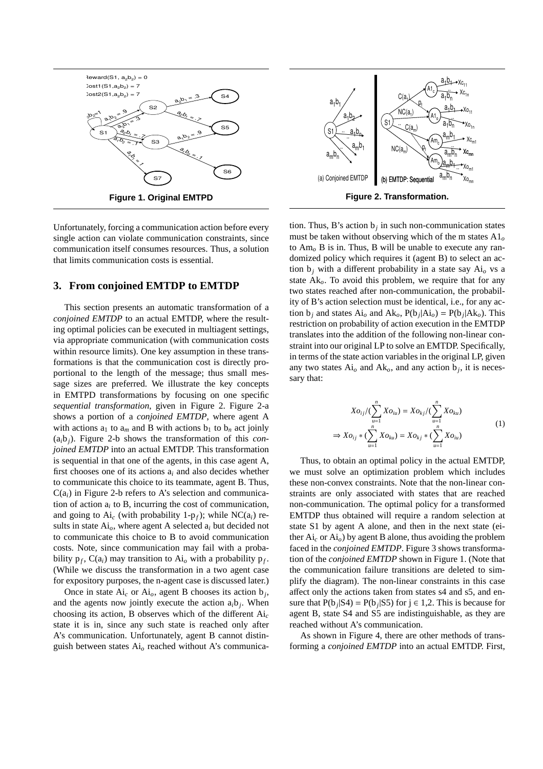**Figure 1. Original EMTPD**

**Figure 2. Transformation.**

Unfortunately, forcing a communication action before every single action can violate communication constraints, since communication itself consumes resources. Thus, a solution that limits communication costs is essential.

## 3. From conjoined EMTDP to EMTDP

This section presents an automatic transformation of a *conjoined EMTDP* to an actual EMTDP, where the resulting optimal policies can be executed in multiagent settings, via appropriate communication (with communication costs within resource limits). One key assumption in these transformations is that the communication cost is directly proportional to the length of the message; thus small message sizes are preferred. We illustrate the key concepts in EMTPD transformations by focusing on one specific *sequential transformation*, given in Figure 2. Figure 2-a shows a portion of a *conjoined EMTDP*, where agent A with actions $a_1$ to $a_m$ and B with actions $b_1$ to $b_n$ act joinly ($a_i b_j$). Figure 2-b shows the transformation of this *conjoined EMTDP* into an actual EMTDP. This transformation is sequential in that one of the agents, in this case agent A, first chooses one of its actions $a_i$ and also decides whether to communicate this choice to its teammate, agent B. Thus, $C(a_i)$ in Figure 2-b refers to A's selection and communication of action $a_i$ to B, incurring the cost of communication, and going to $Ai_c$ (with probability $1\text{-}p_f$); while $NC(a_i)$ results in state $Ai_o$, where agent A selected $a_i$ but decided not to communicate this choice to B to avoid communication costs. Note, since communication may fail with a probability $p_f$, $C(a_i)$ may transition to $Ai_o$ with a probability $p_f$. (While we discuss the transformation in a two agent case for expository purposes, the n-agent case is discussed later.)

Once in state $Ai_c$ or $Ai_o$, agent B chooses its action $b_j$, and the agents now jointly execute the action $a_i b_j$. When choosing its action, B observes which of the different $Ai_c$ state it is in, since any such state is reached only after A's communication. Unfortunately, agent B cannot distinguish between states $Ai_o$ reached without A's communication. Thus, B's action $b_j$ in such non-communication states must be taken without observing which of the m states $A1_o$ to $Am_o$ B is in. Thus, B will be unable to execute any randomized policy which requires it (agent B) to select an action $b_j$ with a different probability in a state say $Ai_o$ vs a state $Ak_o$. To avoid this problem, we require that for any two states reached after non-communication, the probability of B's action selection must be identical, i.e., for any action $b_j$ and states $Ai_o$ and $Ak_o$, $P(b_j|Ai_o) = P(b_j|Ak_o)$. This restriction on probability of action execution in the EMTDP translates into the addition of the following non-linear constraint into our original LP to solve an EMTDP. Specifically, in terms of the state action variables in the original LP, given any two states $Ai_o$ and $Ak_o$, and any action $b_j$, it is necessary that:

$$
\begin{aligned}
& Xo_{ij} / (\sum_{u=1}^{n} Xo_{iu}) = Xo_{kj} / (\sum_{u=1}^{n} Xo_{ku}) \\
\Rightarrow\ & Xo_{ij} * (\sum_{u=1}^{n} Xo_{ku}) = Xo_{kj} * (\sum_{u=1}^{n} Xo_{iu})
\end{aligned}
\tag{1}
$$

Thus, to obtain an optimal policy in the actual EMTDP, we must solve an optimization problem which includes these non-convex constraints. Note that the non-linear constraints are only associated with states that are reached non-communication. The optimal policy for a transformed EMTDP thus obtained will require a random selection at state S1 by agent A alone, and then in the next state (either $Ai_c$ or $Ai_o$) by agent B alone, thus avoiding the problem faced in the *conjoined EMTDP*. Figure 3 shows transformation of the *conjoined EMTDP* shown in Figure 1. (Note that the communication failure transitions are deleted to simplify the diagram). The non-linear constraints in this case affect only the actions taken from states s4 and s5, and ensure that $P(b_j|S4) = P(b_j|S5)$ for $j \in 1,2$. This is because for agent B, state S4 and S5 are indistinguishable, as they are reached without A's communication.

As shown in Figure 4, there are other methods of transforming a *conjoined EMTDP* into an actual EMTDP. First,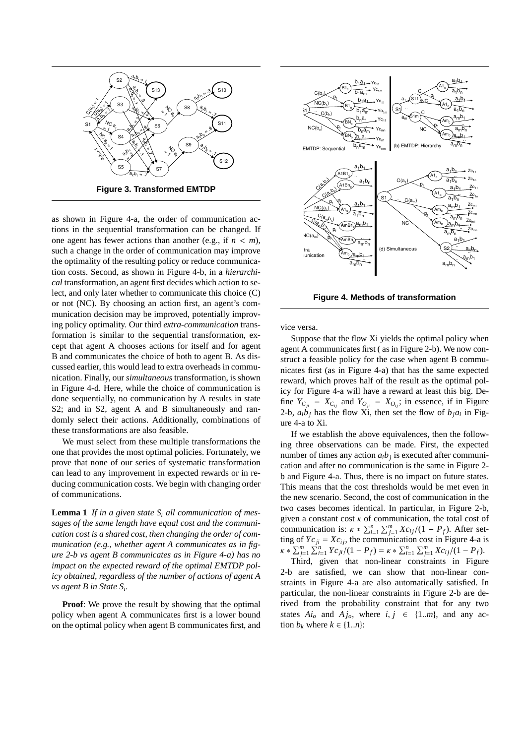**Figure 3. Transformed EMTDP**

**Figure 4. Methods of transformation**

as shown in Figure 4-a, the order of communication actions in the sequential transformation can be changed. If one agent has fewer actions than another (e.g., if $n < m$), such a change in the order of communication may improve the optimality of the resulting policy or reduce communication costs. Second, as shown in Figure 4-b, in a *hierarchical* transformation, an agent first decides which action to select, and only later whether to communicate this choice (C) or not (NC). By choosing an action first, an agent's communication decision may be improved, potentially improving policy optimality. Our third *extra-communication* transformation is similar to the sequential transformation, except that agent A chooses actions for itself and for agent B and communicates the choice of both to agent B. As discussed earlier, this would lead to extra overheads in communication. Finally, our *simultaneous* transformation, is shown in Figure 4-d. Here, while the choice of communication is done sequentially, no communication by A results in state S2; and in S2, agent A and B simultaneously and randomly select their actions. Additionally, combinations of these transformations are also feasible.

We must select from these multiple transformations the one that provides the most optimal policies. Fortunately, we prove that none of our series of systematic transformation can lead to any improvement in expected rewards or in reducing communication costs. We begin with changing order of communications.

**Lemma 1** *If in a given state $S_i$ all communication of messages of the same length have equal cost and the communication cost is a shared cost, then changing the order of communication (e.g., whether agent A communicates as in figure 2-b vs agent B communicates as in Figure 4-a) has no impact on the expected reward of the optimal EMTDP policy obtained, regardless of the number of actions of agent A vs agent B in State $S_i$.*

**Proof**: We prove the result by showing that the optimal policy when agent A communicates first is a lower bound on the optimal policy when agent B communicates first, and vice versa.

Suppose that the flow Xi yields the optimal policy when agent A communicates first ( as in Figure 2-b). We now construct a feasible policy for the case when agent B communicates first (as in Figure 4-a) that has the same expected reward, which proves half of the result as the optimal policy for Figure 4-a will have a reward at least this big. Define $Y_{C_{ji}} = X_{C_{ij}}$ and $Y_{O_{ji}} = X_{O_{ij}}$; in essence, if in Figure 2-b, $a_i b_j$ has the flow Xi, then set the flow of $b_j a_i$ in Figure 4-a to Xi.

If we establish the above equivalences, then the following three observations can be made. First, the expected number of times any action $a_i b_j$ is executed after communication and after no communication is the same in Figure 2-b and Figure 4-a. Thus, there is no impact on future states. This means that the cost thresholds would be met even in the new scenario. Second, the cost of communication in the two cases becomes identical. In particular, in Figure 2-b, given a constant cost $\kappa$ of communication, the total cost of communication is: $\kappa * \sum_{i=1}^{n} \sum_{j=1}^{m} Xc_{ij}/(1 - P_f)$. After setting of $Yc_{ji} = Xc_{ij}$, the communication cost in Figure 4-a is $\kappa * \sum_{j=1}^{m} \sum_{i=1}^{n} Yc_{ji}/(1 - P_f) = \kappa * \sum_{i=1}^{n} \sum_{j=1}^{m} Xc_{ij}/(1 - P_f)$.

Third, given that non-linear constraints in Figure 2-b are satisfied, we can show that non-linear constraints in Figure 4-a are also automatically satisfied. In particular, the non-linear constraints in Figure 2-b are derived from the probability constraint that for any two states $Ai_o$ and $Aj_o$, where $i, j \in \{1..m\}$, and any action $b_k$ where $k \in \{1..n\}$: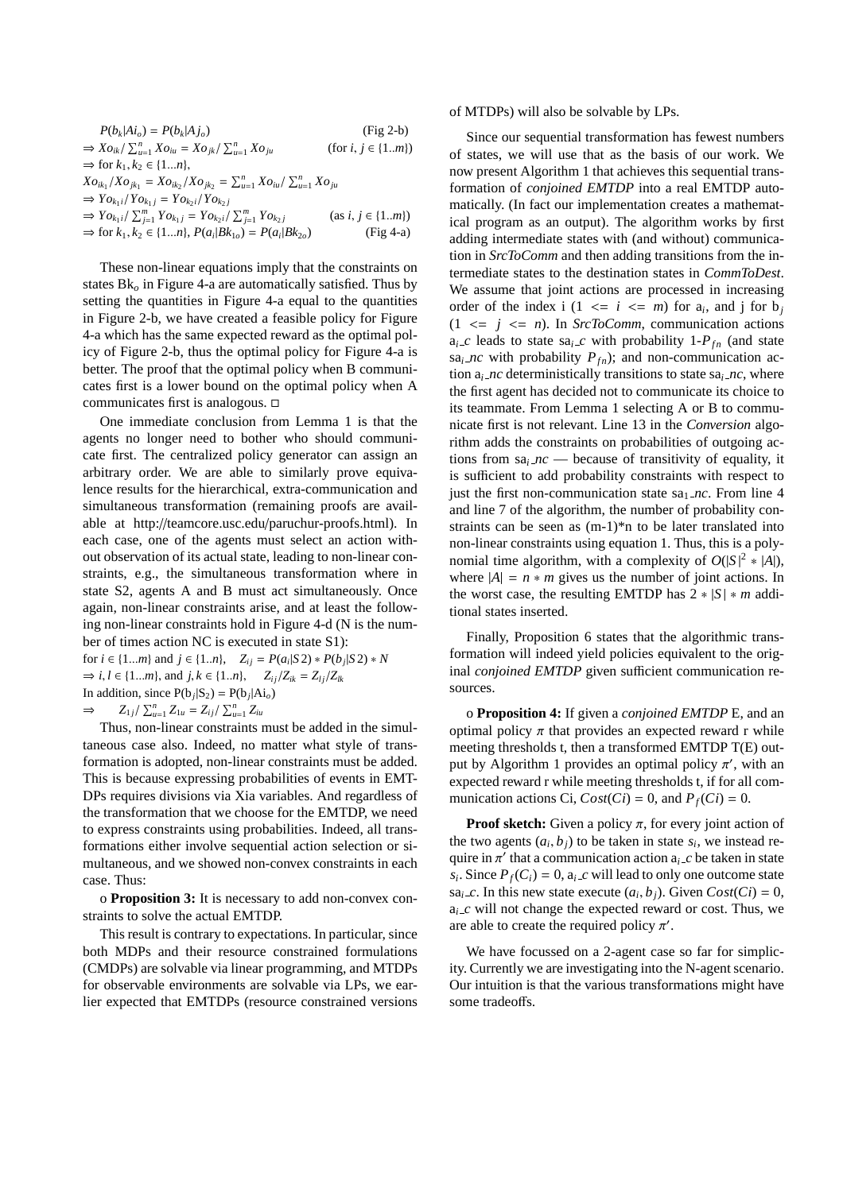$$P(b_k|Ai_o) = P(b_k|Aj_o) \quad \text{(Fig 2-b)}$$

$$\Rightarrow Xo_{ik}/\sum_{u=1}^{n} Xo_{iu} = Xo_{jk}/\sum_{u=1}^{n} Xo_{ju} \quad (\text{for } i, j \in \{1..m\})$$

$$\Rightarrow \text{for } k_1, k_2 \in \{1...n\},$$

$$Xo_{ik_1}/Xo_{jk_1} = Xo_{ik_2}/Xo_{jk_2} = \sum_{u=1}^{n} Xo_{iu}/\sum_{u=1}^{n} Xo_{ju}$$

$$\Rightarrow Yo_{k_1 i}/Yo_{k_1 j} = Yo_{k_2 i}/Yo_{k_2 j}$$

$$\Rightarrow Yo_{k_1 i}/\sum_{j=1}^{m} Yo_{k_1 j} = Yo_{k_2 i}/\sum_{j=1}^{m} Yo_{k_2 j} \quad (\text{as } i, j \in \{1..m\})$$

$$\Rightarrow \text{for } k_1, k_2 \in \{1...n\}, P(a_i|Bk_{1o}) = P(a_i|Bk_{2o}) \quad \text{(Fig 4-a)}$$

These non-linear equations imply that the constraints on states $Bk_o$ in Figure 4-a are automatically satisfied. Thus by setting the quantities in Figure 4-a equal to the quantities in Figure 2-b, we have created a feasible policy for Figure 4-a which has the same expected reward as the optimal policy of Figure 2-b, thus the optimal policy for Figure 4-a is better. The proof that the optimal policy when B communicates first is a lower bound on the optimal policy when A communicates first is analogous. □

One immediate conclusion from Lemma 1 is that the agents no longer need to bother who should communicate first. The centralized policy generator can assign an arbitrary order. We are able to similarly prove equivalence results for the hierarchical, extra-communication and simultaneous transformation (remaining proofs are available at http://teamcore.usc.edu/paruchur-proofs.html). In each case, one of the agents must select an action without observation of its actual state, leading to non-linear constraints, e.g., the simultaneous transformation where in state S2, agents A and B must act simultaneously. Once again, non-linear constraints arise, and at least the following non-linear constraints hold in Figure 4-d (N is the number of times action NC is executed in state S1):

for $i \in \{1...m\}$ and $j \in \{1..n\}$, $\quad Z_{ij} = P(a_i|S2) * P(b_j|S2) * N$

$\Rightarrow i, l \in \{1...m\}$, and $j, k \in \{1..n\}$, $\quad Z_{ij}/Z_{ik} = Z_{lj}/Z_{lk}$

In addition, since $P(b_j|S_2) = P(b_j|Ai_o)$

$\Rightarrow \quad Z_{1j}/\sum_{u=1}^{n} Z_{1u} = Z_{ij}/\sum_{u=1}^{n} Z_{iu}$

Thus, non-linear constraints must be added in the simultaneous case also. Indeed, no matter what style of transformation is adopted, non-linear constraints must be added. This is because expressing probabilities of events in EMTDPs requires divisions via Xia variables. And regardless of the transformation that we choose for the EMTDP, we need to express constraints using probabilities. Indeed, all transformations either involve sequential action selection or simultaneous, and we showed non-convex constraints in each case. Thus:

o **Proposition 3:** It is necessary to add non-convex constraints to solve the actual EMTDP.

This result is contrary to expectations. In particular, since both MDPs and their resource constrained formulations (CMDPs) are solvable via linear programming, and MTDPs for observable environments are solvable via LPs, we earlier expected that EMTDPs (resource constrained versions of MTDPs) will also be solvable by LPs.

Since our sequential transformation has fewest numbers of states, we will use that as the basis of our work. We now present Algorithm 1 that achieves this sequential transformation of *conjoined EMTDP* into a real EMTDP automatically. (In fact our implementation creates a mathematical program as an output). The algorithm works by first adding intermediate states with (and without) communication in *SrcToComm* and then adding transitions from the intermediate states to the destination states in *CommToDest*. We assume that joint actions are processed in increasing order of the index i ($1 <= i <= m$) for $a_i$, and j for $b_j$ ($1 <= j <= n$). In *SrcToComm*, communication actions $a_i\_c$ leads to state $sa_i\_c$ with probability $1\text{-}P_{fn}$ (and state $sa_i\_nc$ with probability $P_{fn}$); and non-communication action $a_i\_nc$ deterministically transitions to state $sa_i\_nc$, where the first agent has decided not to communicate its choice to its teammate. From Lemma 1 selecting A or B to communicate first is not relevant. Line 13 in the *Conversion* algorithm adds the constraints on probabilities of outgoing actions from $sa_i\_nc$ — because of transitivity of equality, it is sufficient to add probability constraints with respect to just the first non-communication state $sa_1\_nc$. From line 4 and line 7 of the algorithm, the number of probability constraints can be seen as (m-1)*n to be later translated into non-linear constraints using equation 1. Thus, this is a polynomial time algorithm, with a complexity of $O(|S|^2 * |A|)$, where $|A| = n * m$ gives us the number of joint actions. In the worst case, the resulting EMTDP has $2 * |S| * m$ additional states inserted.

Finally, Proposition 6 states that the algorithmic transformation will indeed yield policies equivalent to the original *conjoined EMTDP* given sufficient communication resources.

o **Proposition 4:** If given a *conjoined EMTDP* E, and an optimal policy $\pi$ that provides an expected reward r while meeting thresholds t, then a transformed EMTDP T(E) output by Algorithm 1 provides an optimal policy $\pi'$, with an expected reward r while meeting thresholds t, if for all communication actions Ci, $Cost(Ci) = 0$, and $P_f(Ci) = 0$.

**Proof sketch:** Given a policy $\pi$, for every joint action of the two agents $(a_i, b_j)$ to be taken in state $s_i$, we instead require in $\pi'$ that a communication action $a_i\_c$ be taken in state $s_i$. Since $P_f(C_i) = 0$, $a_i\_c$ will lead to only one outcome state $sa_i\_c$. In this new state execute $(a_i, b_j)$. Given $Cost(Ci) = 0$, $a_i\_c$ will not change the expected reward or cost. Thus, we are able to create the required policy $\pi'$.

We have focussed on a 2-agent case so far for simplicity. Currently we are investigating into the N-agent scenario. Our intuition is that the various transformations might have some tradeoffs.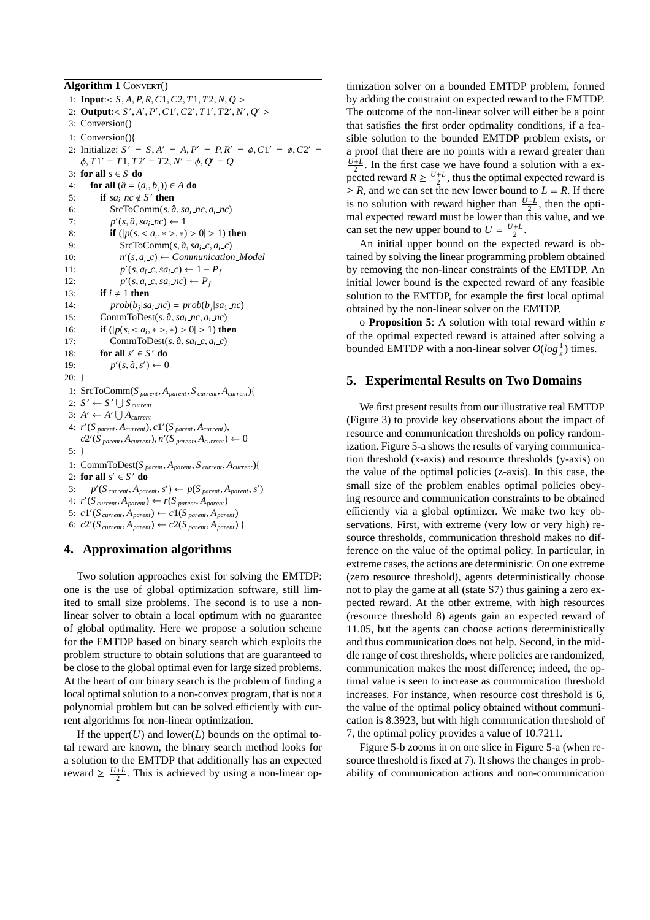**Algorithm 1** CONVERT()

```
1: Input:< S, A, P, R, C1, C2, T1, T2, N, Q >
2: Output:< S', A', P', C1', C2', T1', T2', N', Q' >
3: Conversion()

1: Conversion(){
2: Initialize: S' = S, A' = A, P' = P, R' = φ, C1' = φ, C2' = φ, T1' = T1, T2' = T2, N' = φ, Q' = Q
3: for all s ∈ S do
4:    for all (â = (a_i, b_j)) ∈ A do
5:       if sa_i_nc ∉ S' then
6:          SrcToComm(s, â, sa_i_nc, a_i_nc)
7:          p'(s, â, sa_i_nc) ← 1
8:          if (|p(s, < a_i, * >, *) > 0| > 1) then
9:             SrcToComm(s, â, sa_i_c, a_i_c)
10:            n'(s, a_i_c) ← Communication_Model
11:            p'(s, a_i_c, sa_i_c) ← 1 − P_f
12:            p'(s, a_i_c, sa_i_nc) ← P_f
13:      if i ≠ 1 then
14:         prob(b_j|sa_i_nc) = prob(b_j|sa_1_nc)
15:      CommToDest(s, â, sa_i_nc, a_i_nc)
16:      if (|p(s, < a_i, * >, *) > 0| > 1) then
17:         CommToDest(s, â, sa_i_c, a_i_c)
18:      for all s' ∈ S' do
19:         p'(s, â, s') ← 0
20: }

1: SrcToComm(S_parent, A_parent, S_current, A_current){
2: S' ← S' ∪ S_current
3: A' ← A' ∪ A_current
4: r'(S_parent, A_current), c1'(S_parent, A_current),
   c2'(S_parent, A_current), n'(S_parent, A_current) ← 0
5: }

1: CommToDest(S_parent, A_parent, S_current, A_current){
2: for all s' ∈ S' do
3:    p'(S_current, A_parent, s') ← p(S_parent, A_parent, s')
4: r'(S_current, A_parent) ← r(S_parent, A_parent)
5: c1'(S_current, A_parent) ← c1(S_parent, A_parent)
6: c2'(S_current, A_parent) ← c2(S_parent, A_parent) }
```

## 4. Approximation algorithms

Two solution approaches exist for solving the EMTDP: one is the use of global optimization software, still limited to small size problems. The second is to use a nonlinear solver to obtain a local optimum with no guarantee of global optimality. Here we propose a solution scheme for the EMTDP based on binary search which exploits the problem structure to obtain solutions that are guaranteed to be close to the global optimal even for large sized problems. At the heart of our binary search is the problem of finding a local optimal solution to a non-convex program, that is not a polynomial problem but can be solved efficiently with current algorithms for non-linear optimization.

If the upper($U$) and lower($L$) bounds on the optimal total reward are known, the binary search method looks for a solution to the EMTDP that additionally has an expected reward $\geq \frac{U+L}{2}$. This is achieved by using a non-linear optimization solver on a bounded EMTDP problem, formed by adding the constraint on expected reward to the EMTDP. The outcome of the non-linear solver will either be a point that satisfies the first order optimality conditions, if a feasible solution to the bounded EMTDP problem exists, or a proof that there are no points with a reward greater than $\frac{U+L}{2}$. In the first case we have found a solution with a expected reward $R \geq \frac{U+L}{2}$, thus the optimal expected reward is $\geq R$, and we can set the new lower bound to $L = R$. If there is no solution with reward higher than $\frac{U+L}{2}$, then the optimal expected reward must be lower than this value, and we can set the new upper bound to $U = \frac{U+L}{2}$.

An initial upper bound on the expected reward is obtained by solving the linear programming problem obtained by removing the non-linear constraints of the EMTDP. An initial lower bound is the expected reward of any feasible solution to the EMTDP, for example the first local optimal obtained by the non-linear solver on the EMTDP.

o **Proposition 5**: A solution with total reward within $\varepsilon$ of the optimal expected reward is attained after solving a bounded EMTDP with a non-linear solver $O(log\frac{1}{\varepsilon})$ times.

## 5. Experimental Results on Two Domains

We first present results from our illustrative real EMTDP (Figure 3) to provide key observations about the impact of resource and communication thresholds on policy randomization. Figure 5-a shows the results of varying communication threshold (x-axis) and resource thresholds (y-axis) on the value of the optimal policies (z-axis). In this case, the small size of the problem enables optimal policies obeying resource and communication constraints to be obtained efficiently via a global optimizer. We make two key observations. First, with extreme (very low or very high) resource thresholds, communication threshold makes no difference on the value of the optimal policy. In particular, in extreme cases, the actions are deterministic. On one extreme (zero resource threshold), agents deterministically choose not to play the game at all (state S7) thus gaining a zero expected reward. At the other extreme, with high resources (resource threshold 8) agents gain an expected reward of 11.05, but the agents can choose actions deterministically and thus communication does not help. Second, in the middle range of cost thresholds, where policies are randomized, communication makes the most difference; indeed, the optimal value is seen to increase as communication threshold increases. For instance, when resource cost threshold is 6, the value of the optimal policy obtained without communication is 8.3923, but with high communication threshold of 7, the optimal policy provides a value of 10.7211.

Figure 5-b zooms in on one slice in Figure 5-a (when resource threshold is fixed at 7). It shows the changes in probability of communication actions and non-communication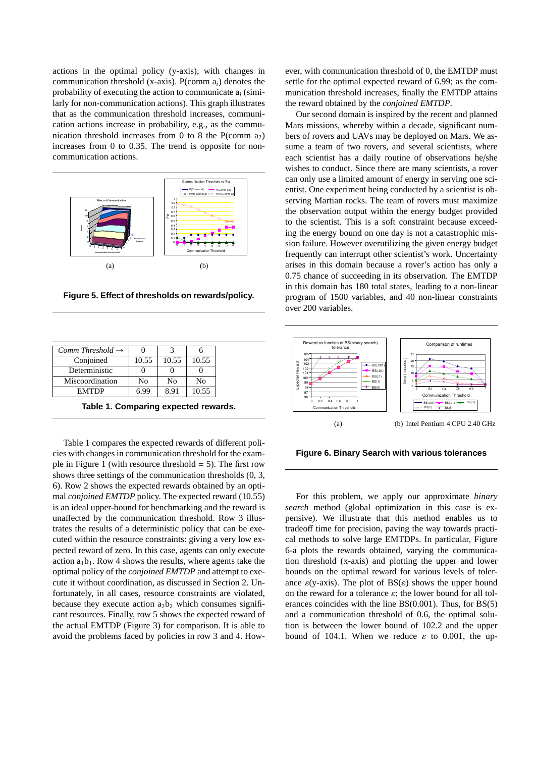actions in the optimal policy (y-axis), with changes in communication threshold (x-axis). P(comm $a_i$) denotes the probability of executing the action to communicate $a_i$ (similarly for non-communication actions). This graph illustrates that as the communication threshold increases, communication actions increase in probability, e.g., as the communication threshold increases from 0 to 8 the P(comm $a_2$) increases from 0 to 0.35. The trend is opposite for non-communication actions.

(a) (b)

**Figure 5. Effect of thresholds on rewards/policy.**

| *Comm Threshold* → | 0 | 3 | 6 |
|---|---|---|---|
| Conjoined | 10.55 | 10.55 | 10.55 |
| Deterministic | 0 | 0 | 0 |
| Miscoordination | No | No | No |
| EMTDP | 6.99 | 8.91 | 10.55 |

**Table 1. Comparing expected rewards.**

Table 1 compares the expected rewards of different policies with changes in communication threshold for the example in Figure 1 (with resource threshold = 5). The first row shows three settings of the communication thresholds (0, 3, 6). Row 2 shows the expected rewards obtained by an optimal *conjoined EMTDP* policy. The expected reward (10.55) is an ideal upper-bound for benchmarking and the reward is unaffected by the communication threshold. Row 3 illustrates the results of a deterministic policy that can be executed within the resource constraints: giving a very low expected reward of zero. In this case, agents can only execute action $a_1b_1$. Row 4 shows the results, where agents take the optimal policy of the *conjoined EMTDP* and attempt to execute it without coordination, as discussed in Section 2. Unfortunately, in all cases, resource constraints are violated, because they execute action $a_2b_2$ which consumes significant resources. Finally, row 5 shows the expected reward of the actual EMTDP (Figure 3) for comparison. It is able to avoid the problems faced by policies in row 3 and 4. However, with communication threshold of 0, the EMTDP must settle for the optimal expected reward of 6.99; as the communication threshold increases, finally the EMTDP attains the reward obtained by the *conjoined EMTDP*.

Our second domain is inspired by the recent and planned Mars missions, whereby within a decade, significant numbers of rovers and UAVs may be deployed on Mars. We assume a team of two rovers, and several scientists, where each scientist has a daily routine of observations he/she wishes to conduct. Since there are many scientists, a rover can only use a limited amount of energy in serving one scientist. One experiment being conducted by a scientist is observing Martian rocks. The team of rovers must maximize the observation output within the energy budget provided to the scientist. This is a soft constraint because exceeding the energy bound on one day is not a catastrophic mission failure. However overutilizing the given energy budget frequently can interrupt other scientist's work. Uncertainty arises in this domain because a rover's action has only a 0.75 chance of succeeding in its observation. The EMTDP in this domain has 180 total states, leading to a non-linear program of 1500 variables, and 40 non-linear constraints over 200 variables.

(a) (b) Intel Pentium 4 CPU 2.40 GHz

**Figure 6. Binary Search with various tolerances**

For this problem, we apply our approximate *binary search* method (global optimization in this case is expensive). We illustrate that this method enables us to tradeoff time for precision, paving the way towards practical methods to solve large EMTDPs. In particular, Figure 6-a plots the rewards obtained, varying the communication threshold (x-axis) and plotting the upper and lower bounds on the optimal reward for various levels of tolerance $\varepsilon$(y-axis). The plot of BS($\varepsilon$) shows the upper bound on the reward for a tolerance $\varepsilon$; the lower bound for all tolerances coincides with the line BS(0.001). Thus, for BS(5) and a communication threshold of 0.6, the optimal solution is between the lower bound of 102.2 and the upper bound of 104.1. When we reduce $\varepsilon$ to 0.001, the up-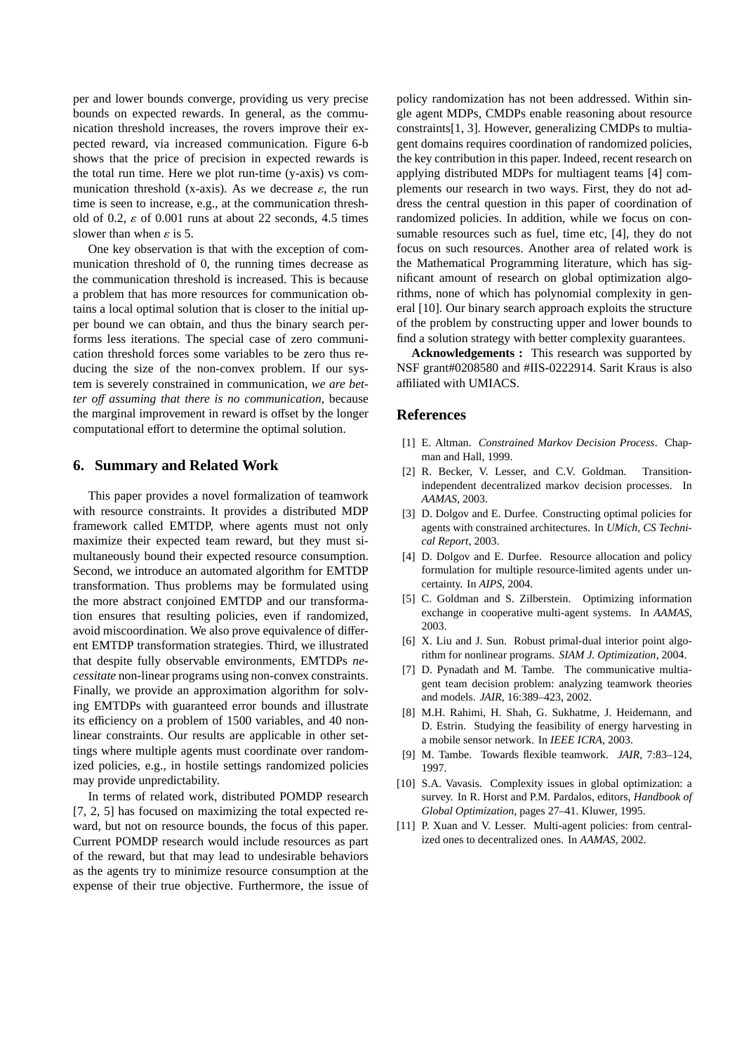per and lower bounds converge, providing us very precise bounds on expected rewards. In general, as the communication threshold increases, the rovers improve their expected reward, via increased communication. Figure 6-b shows that the price of precision in expected rewards is the total run time. Here we plot run-time (y-axis) vs communication threshold (x-axis). As we decrease $\varepsilon$, the run time is seen to increase, e.g., at the communication threshold of 0.2, $\varepsilon$ of 0.001 runs at about 22 seconds, 4.5 times slower than when $\varepsilon$ is 5.

One key observation is that with the exception of communication threshold of 0, the running times decrease as the communication threshold is increased. This is because a problem that has more resources for communication obtains a local optimal solution that is closer to the initial upper bound we can obtain, and thus the binary search performs less iterations. The special case of zero communication threshold forces some variables to be zero thus reducing the size of the non-convex problem. If our system is severely constrained in communication, *we are better off assuming that there is no communication*, because the marginal improvement in reward is offset by the longer computational effort to determine the optimal solution.

## 6. Summary and Related Work

This paper provides a novel formalization of teamwork with resource constraints. It provides a distributed MDP framework called EMTDP, where agents must not only maximize their expected team reward, but they must simultaneously bound their expected resource consumption. Second, we introduce an automated algorithm for EMTDP transformation. Thus problems may be formulated using the more abstract conjoined EMTDP and our transformation ensures that resulting policies, even if randomized, avoid miscoordination. We also prove equivalence of different EMTDP transformation strategies. Third, we illustrated that despite fully observable environments, EMTDPs *necessitate* non-linear programs using non-convex constraints. Finally, we provide an approximation algorithm for solving EMTDPs with guaranteed error bounds and illustrate its efficiency on a problem of 1500 variables, and 40 nonlinear constraints. Our results are applicable in other settings where multiple agents must coordinate over randomized policies, e.g., in hostile settings randomized policies may provide unpredictability.

In terms of related work, distributed POMDP research [7, 2, 5] has focused on maximizing the total expected reward, but not on resource bounds, the focus of this paper. Current POMDP research would include resources as part of the reward, but that may lead to undesirable behaviors as the agents try to minimize resource consumption at the expense of their true objective. Furthermore, the issue of policy randomization has not been addressed. Within single agent MDPs, CMDPs enable reasoning about resource constraints[1, 3]. However, generalizing CMDPs to multiagent domains requires coordination of randomized policies, the key contribution in this paper. Indeed, recent research on applying distributed MDPs for multiagent teams [4] complements our research in two ways. First, they do not address the central question in this paper of coordination of randomized policies. In addition, while we focus on consumable resources such as fuel, time etc, [4], they do not focus on such resources. Another area of related work is the Mathematical Programming literature, which has significant amount of research on global optimization algorithms, none of which has polynomial complexity in general [10]. Our binary search approach exploits the structure of the problem by constructing upper and lower bounds to find a solution strategy with better complexity guarantees.

**Acknowledgements :** This research was supported by NSF grant#0208580 and #IIS-0222914. Sarit Kraus is also affiliated with UMIACS.

## References

[1] E. Altman. *Constrained Markov Decision Process*. Chapman and Hall, 1999.

[2] R. Becker, V. Lesser, and C.V. Goldman. Transition-independent decentralized markov decision processes. In *AAMAS*, 2003.

[3] D. Dolgov and E. Durfee. Constructing optimal policies for agents with constrained architectures. In *UMich, CS Technical Report*, 2003.

[4] D. Dolgov and E. Durfee. Resource allocation and policy formulation for multiple resource-limited agents under uncertainty. In *AIPS*, 2004.

[5] C. Goldman and S. Zilberstein. Optimizing information exchange in cooperative multi-agent systems. In *AAMAS*, 2003.

[6] X. Liu and J. Sun. Robust primal-dual interior point algorithm for nonlinear programs. *SIAM J. Optimization*, 2004.

[7] D. Pynadath and M. Tambe. The communicative multiagent team decision problem: analyzing teamwork theories and models. *JAIR*, 16:389–423, 2002.

[8] M.H. Rahimi, H. Shah, G. Sukhatme, J. Heidemann, and D. Estrin. Studying the feasibility of energy harvesting in a mobile sensor network. In *IEEE ICRA*, 2003.

[9] M. Tambe. Towards flexible teamwork. *JAIR*, 7:83–124, 1997.

[10] S.A. Vavasis. Complexity issues in global optimization: a survey. In R. Horst and P.M. Pardalos, editors, *Handbook of Global Optimization*, pages 27–41. Kluwer, 1995.

[11] P. Xuan and V. Lesser. Multi-agent policies: from centralized ones to decentralized ones. In *AAMAS*, 2002.